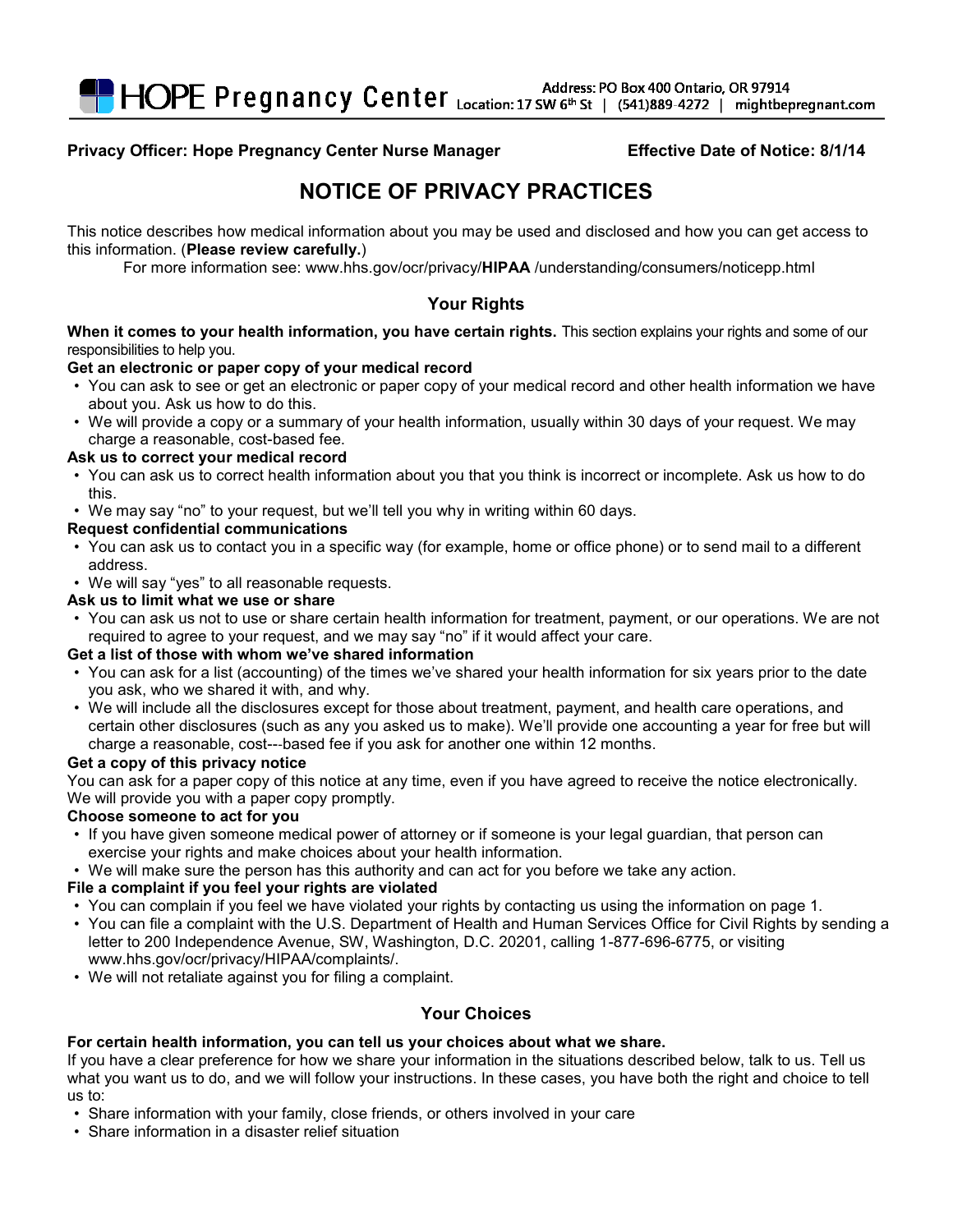HOPE Pregnancy Center

Address: PO Box 400 Ontario, OR 97914
Location: 17 SW 6th St | (541)889-4272 | mightbepregnant.com

**Privacy Officer: Hope Pregnancy Center Nurse Manager** **Effective Date of Notice: 8/1/14**

# NOTICE OF PRIVACY PRACTICES

This notice describes how medical information about you may be used and disclosed and how you can get access to this information. (**Please review carefully.**)

For more information see: www.hhs.gov/ocr/privacy/**HIPAA** /understanding/consumers/noticepp.html

## Your Rights

**When it comes to your health information, you have certain rights.** This section explains your rights and some of our responsibilities to help you.

**Get an electronic or paper copy of your medical record**

- You can ask to see or get an electronic or paper copy of your medical record and other health information we have about you. Ask us how to do this.
- We will provide a copy or a summary of your health information, usually within 30 days of your request. We may charge a reasonable, cost-based fee.

**Ask us to correct your medical record**

- You can ask us to correct health information about you that you think is incorrect or incomplete. Ask us how to do this.
- We may say "no" to your request, but we'll tell you why in writing within 60 days.

**Request confidential communications**

- You can ask us to contact you in a specific way (for example, home or office phone) or to send mail to a different address.
- We will say "yes" to all reasonable requests.

**Ask us to limit what we use or share**

- You can ask us not to use or share certain health information for treatment, payment, or our operations. We are not required to agree to your request, and we may say "no" if it would affect your care.

**Get a list of those with whom we've shared information**

- You can ask for a list (accounting) of the times we've shared your health information for six years prior to the date you ask, who we shared it with, and why.
- We will include all the disclosures except for those about treatment, payment, and health care operations, and certain other disclosures (such as any you asked us to make). We'll provide one accounting a year for free but will charge a reasonable, cost---based fee if you ask for another one within 12 months.

**Get a copy of this privacy notice**

You can ask for a paper copy of this notice at any time, even if you have agreed to receive the notice electronically. We will provide you with a paper copy promptly.

**Choose someone to act for you**

- If you have given someone medical power of attorney or if someone is your legal guardian, that person can exercise your rights and make choices about your health information.
- We will make sure the person has this authority and can act for you before we take any action.

**File a complaint if you feel your rights are violated**

- You can complain if you feel we have violated your rights by contacting us using the information on page 1.
- You can file a complaint with the U.S. Department of Health and Human Services Office for Civil Rights by sending a letter to 200 Independence Avenue, SW, Washington, D.C. 20201, calling 1-877-696-6775, or visiting www.hhs.gov/ocr/privacy/HIPAA/complaints/.
- We will not retaliate against you for filing a complaint.

## Your Choices

**For certain health information, you can tell us your choices about what we share.**

If you have a clear preference for how we share your information in the situations described below, talk to us. Tell us what you want us to do, and we will follow your instructions. In these cases, you have both the right and choice to tell us to:

- Share information with your family, close friends, or others involved in your care
- Share information in a disaster relief situation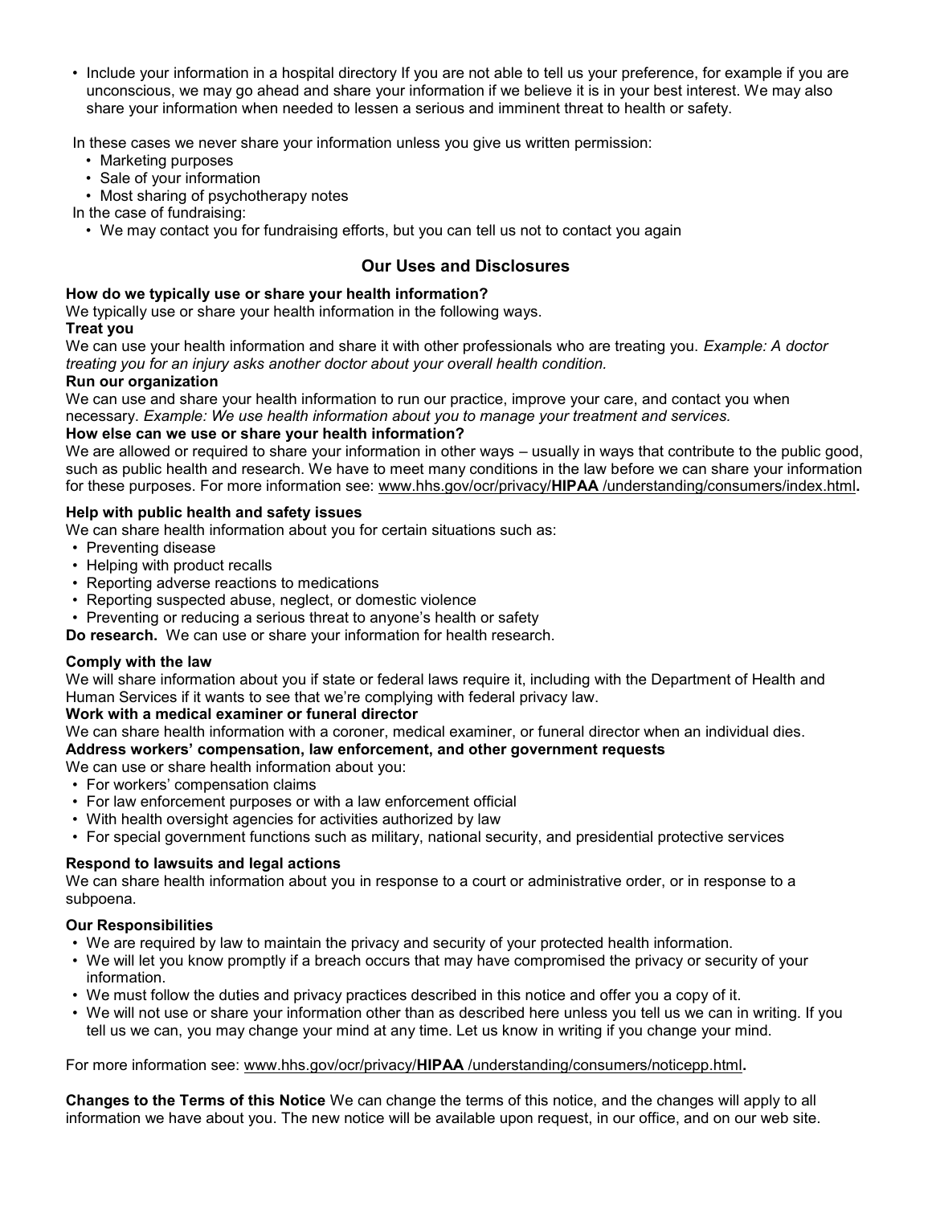- Include your information in a hospital directory If you are not able to tell us your preference, for example if you are unconscious, we may go ahead and share your information if we believe it is in your best interest. We may also share your information when needed to lessen a serious and imminent threat to health or safety.

In these cases we never share your information unless you give us written permission:

- Marketing purposes
- Sale of your information
- Most sharing of psychotherapy notes

In the case of fundraising:

- We may contact you for fundraising efforts, but you can tell us not to contact you again

## Our Uses and Disclosures

**How do we typically use or share your health information?**

We typically use or share your health information in the following ways.

**Treat you**

We can use your health information and share it with other professionals who are treating you. *Example: A doctor treating you for an injury asks another doctor about your overall health condition.*

**Run our organization**

We can use and share your health information to run our practice, improve your care, and contact you when necessary. *Example: We use health information about you to manage your treatment and services.*

**How else can we use or share your health information?**

We are allowed or required to share your information in other ways – usually in ways that contribute to the public good, such as public health and research. We have to meet many conditions in the law before we can share your information for these purposes. For more information see: www.hhs.gov/ocr/privacy/**HIPAA** /understanding/consumers/index.html**.**

**Help with public health and safety issues**

We can share health information about you for certain situations such as:

- Preventing disease
- Helping with product recalls
- Reporting adverse reactions to medications
- Reporting suspected abuse, neglect, or domestic violence
- Preventing or reducing a serious threat to anyone's health or safety

**Do research.** We can use or share your information for health research.

**Comply with the law**

We will share information about you if state or federal laws require it, including with the Department of Health and Human Services if it wants to see that we're complying with federal privacy law.

**Work with a medical examiner or funeral director**

We can share health information with a coroner, medical examiner, or funeral director when an individual dies.

**Address workers' compensation, law enforcement, and other government requests**

We can use or share health information about you:

- For workers' compensation claims
- For law enforcement purposes or with a law enforcement official
- With health oversight agencies for activities authorized by law
- For special government functions such as military, national security, and presidential protective services

**Respond to lawsuits and legal actions**

We can share health information about you in response to a court or administrative order, or in response to a subpoena.

**Our Responsibilities**

- We are required by law to maintain the privacy and security of your protected health information.
- We will let you know promptly if a breach occurs that may have compromised the privacy or security of your information.
- We must follow the duties and privacy practices described in this notice and offer you a copy of it.
- We will not use or share your information other than as described here unless you tell us we can in writing. If you tell us we can, you may change your mind at any time. Let us know in writing if you change your mind.

For more information see: www.hhs.gov/ocr/privacy/**HIPAA** /understanding/consumers/noticepp.html**.**

**Changes to the Terms of this Notice** We can change the terms of this notice, and the changes will apply to all information we have about you. The new notice will be available upon request, in our office, and on our web site.